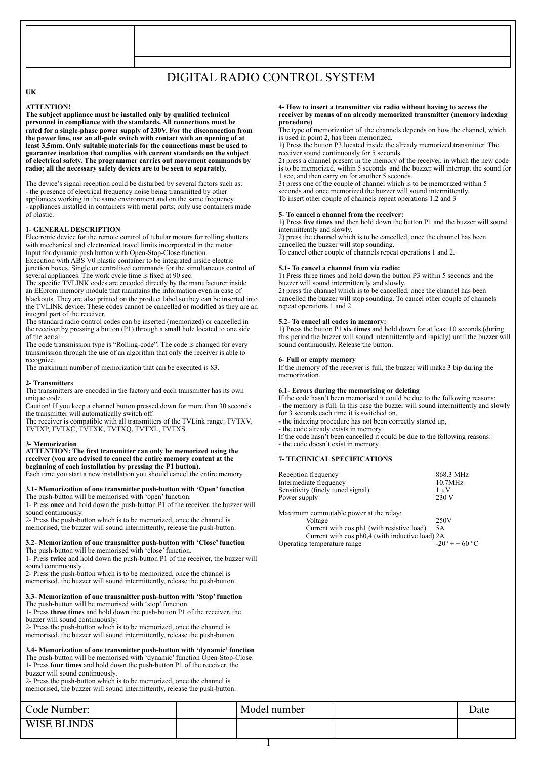# DIGITAL RADIO CONTROL SYSTEM

**UK**

**ATTENTION!**
**The subject appliance must be installed only by qualified technical personnel in compliance with the standards. All connections must be rated for a single-phase power supply of 230V. For the disconnection from the power line, use an all-pole switch with contact with an opening of at least 3,5mm. Only suitable materials for the connections must be used to guarantee insulation that complies with current standards on the subject of electrical safety. The programmer carries out movement commands by radio; all the necessary safety devices are to be seen to separately.**

The device's signal reception could be disturbed by several factors such as:
- the presence of electrical frequency noise being transmitted by other appliances working in the same environment and on the same frequency.
- appliances installed in containers with metal parts; only use containers made of plastic.

### 1- GENERAL DESCRIPTION

Electronic device for the remote control of tubular motors for rolling shutters with mechanical and electronical travel limits incorporated in the motor.
Input for dynamic push button with Open-Stop-Close function.
Execution with ABS V0 plastic container to be integrated inside electric junction boxes. Single or centralised commands for the simultaneous control of several appliances. The work cycle time is fixed at 90 sec.
The specific TVLINK codes are encoded directly by the manufacturer inside an EEprom memory module that maintains the information even in case of blackouts. They are also printed on the product label so they can be inserted into the TVLINK device. These codes cannot be cancelled or modified as they are an integral part of the receiver.
The standard radio control codes can be inserted (memorized) or cancelled in the receiver by pressing a button (P1) through a small hole located to one side of the aerial.
The code transmission type is "Rolling-code". The code is changed for every transmission through the use of an algorithm that only the receiver is able to recognize.
The maximum number of memorization that can be executed is 83.

### 2- Transmitters

The transmitters are encoded in the factory and each transmitter has its own unique code.
Caution! If you keep a channel button pressed down for more than 30 seconds the transmitter will automatically switch off.
The receiver is compatible with all transmitters of the TVLink range: TVTXV, TVTXP, TVTXC, TVTXK, TVTXQ, TVTXL, TVTXS.

### 3- Memorization

**ATTENTION: The first transmitter can only be memorized using the receiver (you are advised to cancel the entire memory content at the beginning of each installation by pressing the P1 button).**
Each time you start a new installation you should cancel the entire memory.

#### 3.1- Memorization of one transmitter push-button with 'Open' function

The push-button will be memorised with 'open' function.
1- Press **once** and hold down the push-button P1 of the receiver, the buzzer will sound continuously.
2- Press the push-button which is to be memorized, once the channel is memorised, the buzzer will sound intermittently, release the push-button.

#### 3.2- Memorization of one transmitter push-button with 'Close' function

The push-button will be memorised with 'close' function.
1- Press **twice** and hold down the push-button P1 of the receiver, the buzzer will sound continuously.
2- Press the push-button which is to be memorized, once the channel is memorised, the buzzer will sound intermittently, release the push-button.

#### 3.3- Memorization of one transmitter push-button with 'Stop' function

The push-button will be memorised with 'stop' function.
1- Press **three times** and hold down the push-button P1 of the receiver, the buzzer will sound continuously.
2- Press the push-button which is to be memorized, once the channel is memorised, the buzzer will sound intermittently, release the push-button.

#### 3.4- Memorization of one transmitter push-button with 'dynamic' function

The push-button will be memorised with 'dynamic' function Open-Stop-Close.
1- Press **four times** and hold down the push-button P1 of the receiver, the buzzer will sound continuously.
2- Press the push-button which is to be memorized, once the channel is memorised, the buzzer will sound intermittently, release the push-button.

### 4- How to insert a transmitter via radio without having to access the receiver by means of an already memorized transmitter (memory indexing procedure)

The type of memorization of the channels depends on how the channel, which is used in point 2, has been memorized.
1) Press the button P3 located inside the already memorized transmitter. The receiver sound continuously for 5 seconds.
2) press a channel present in the memory of the receiver, in which the new code is to be memorized, within 5 seconds and the buzzer will interrupt the sound for 1 sec, and then carry on for another 5 seconds.
3) press one of the couple of channel which is to be memorized within 5 seconds and once memorized the buzzer will sound intermittently.
To insert other couple of channels repeat operations 1,2 and 3

### 5- To cancel a channel from the receiver:

1) Press **five times** and then hold down the button P1 and the buzzer will sound intermittently and slowly.
2) press the channel which is to be cancelled, once the channel has been cancelled the buzzer will stop sounding.
To cancel other couple of channels repeat operations 1 and 2.

#### 5.1- To cancel a channel from via radio:

1) Press three times and hold down the button P3 within 5 seconds and the buzzer will sound intermittently and slowly.
2) press the channel which is to be cancelled, once the channel has been cancelled the buzzer will stop sounding. To cancel other couple of channels repeat operations 1 and 2.

#### 5.2- To cancel all codes in memory:

1) Press the button P1 **six times** and hold down for at least 10 seconds (during this period the buzzer will sound intermittently and rapidly) until the buzzer will sound continuously. Release the button.

### 6- Full or empty memory

If the memory of the receiver is full, the buzzer will make 3 bip during the memorization.

#### 6.1- Errors during the memorising or deleting

If the code hasn't been memorised it could be due to the following reasons:
- the memory is full. In this case the buzzer will sound intermittently and slowly for 3 seconds each time it is switched on,
- the indexing procedure has not been correctly started up,
- the code already exists in memory.
If the code hasn't been cancelled it could be due to the following reasons:
- the code doesn't exist in memory.

### 7- TECHNICAL SPECIFICATIONS

| | |
|---|---|
| Reception frequency | 868.3 MHz |
| Intermediate frequency | 10.7MHz |
| Sensitivity (finely tuned signal) | 1 µV |
| Power supply | 230 V |

Maximum commutable power at the relay:

| | |
|---|---|
| Voltage | 250V |
| Current with cos ph1 (with resistive load) | 5A |
| Current with cos ph0,4 (with inductive load) | 2A |
| Operating temperature range | -20° ÷ + 60 °C |

| Code Number: | | Model number | | Date |
|---|---|---|---|---|
| WISE BLINDS | | | | |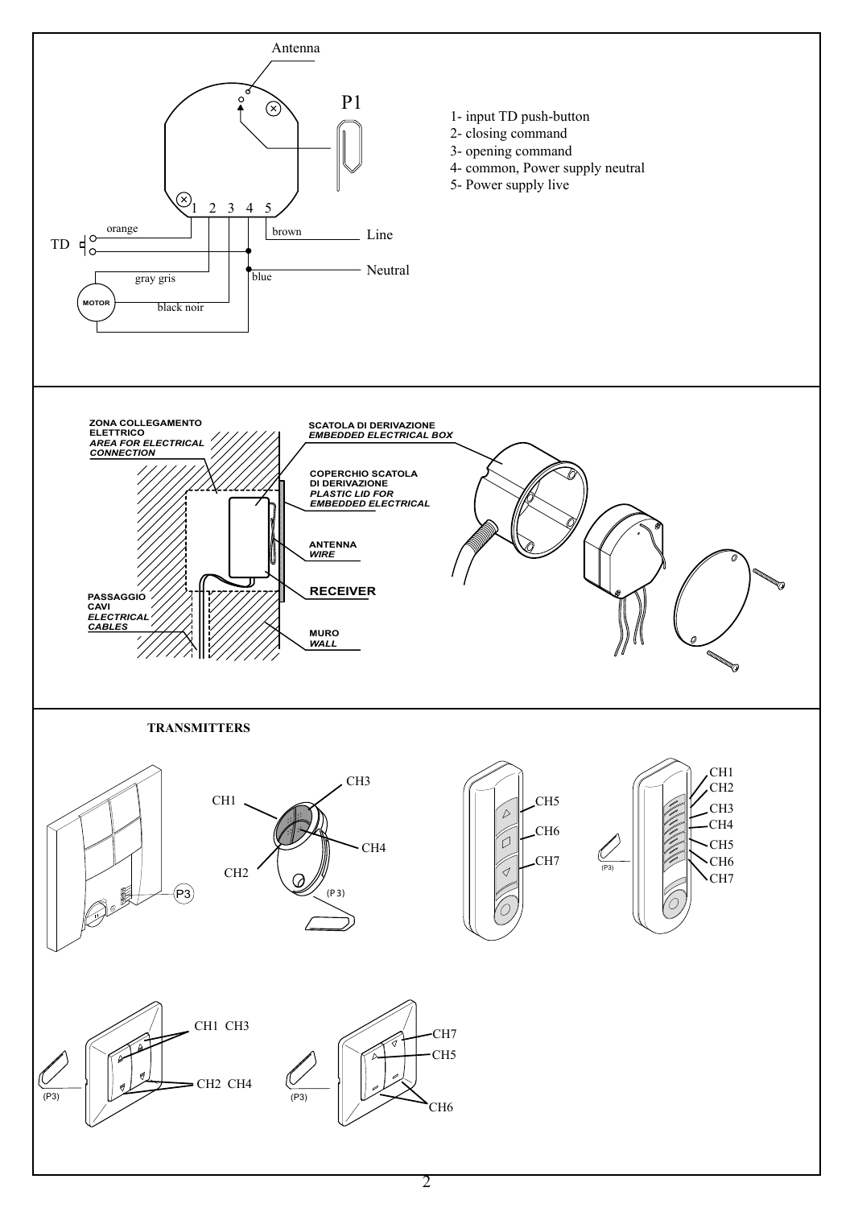Antenna

P1

1- input TD push-button
2- closing command
3- opening command
4- common, Power supply neutral
5- Power supply live

1 2 3 4 5

TD

orange

brown

Line

Neutral

gray gris

blue

MOTOR

black noir

**ZONA COLLEGAMENTO ELETTRICO**
***AREA FOR ELECTRICAL CONNECTION***

**SCATOLA DI DERIVAZIONE**
***EMBEDDED ELECTRICAL BOX***

**COPERCHIO SCATOLA DI DERIVAZIONE**
***PLASTIC LID FOR EMBEDDED ELECTRICAL***

**ANTENNA**
***WIRE***

**RECEIVER**

**PASSAGGIO CAVI**
***ELECTRICAL CABLES***

**MURO**
***WALL***

**TRANSMITTERS**

P3

CH1

CH3

CH4

CH2

(P3)

CH5

CH6

CH7

CH1
CH2
CH3
CH4
CH5
CH6
CH7

(P3)

CH1 CH3

CH2 CH4

(P3)

CH7

CH5

CH6

(P3)